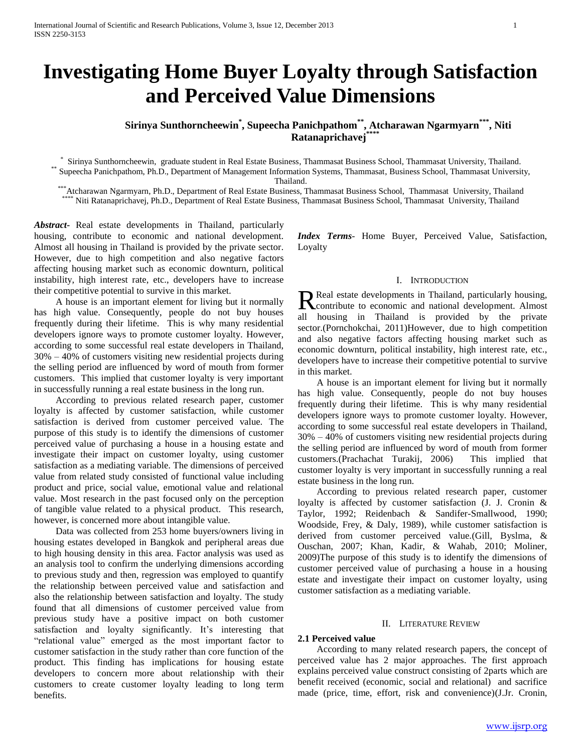# Investigating Home Buyer Loyalty through Satisfaction and Perceived Value Dimensions

**Sirinya Sunthorncheewin[*], Supeecha Panichpathom[**], Atcharawan Ngarmyarn[***], Niti Ratanaprichavej[****]**

[*] Sirinya Sunthorncheewin, graduate student in Real Estate Business, Thammasat Business School, Thammasat University, Thailand.
[**] Supeecha Panichpathom, Ph.D., Department of Management Information Systems, Thammasat, Business School, Thammasat University, Thailand.
[***] Atcharawan Ngarmyarn, Ph.D., Department of Real Estate Business, Thammasat Business School, Thammasat University, Thailand
[****] Niti Ratanaprichavej, Ph.D., Department of Real Estate Business, Thammasat Business School, Thammasat University, Thailand

***Abstract***- Real estate developments in Thailand, particularly housing, contribute to economic and national development. Almost all housing in Thailand is provided by the private sector. However, due to high competition and also negative factors affecting housing market such as economic downturn, political instability, high interest rate, etc., developers have to increase their competitive potential to survive in this market.

A house is an important element for living but it normally has high value. Consequently, people do not buy houses frequently during their lifetime. This is why many residential developers ignore ways to promote customer loyalty. However, according to some successful real estate developers in Thailand, 30% – 40% of customers visiting new residential projects during the selling period are influenced by word of mouth from former customers. This implied that customer loyalty is very important in successfully running a real estate business in the long run.

According to previous related research paper, customer loyalty is affected by customer satisfaction, while customer satisfaction is derived from customer perceived value. The purpose of this study is to identify the dimensions of customer perceived value of purchasing a house in a housing estate and investigate their impact on customer loyalty, using customer satisfaction as a mediating variable. The dimensions of perceived value from related study consisted of functional value including product and price, social value, emotional value and relational value. Most research in the past focused only on the perception of tangible value related to a physical product. This research, however, is concerned more about intangible value.

Data was collected from 253 home buyers/owners living in housing estates developed in Bangkok and peripheral areas due to high housing density in this area. Factor analysis was used as an analysis tool to confirm the underlying dimensions according to previous study and then, regression was employed to quantify the relationship between perceived value and satisfaction and also the relationship between satisfaction and loyalty. The study found that all dimensions of customer perceived value from previous study have a positive impact on both customer satisfaction and loyalty significantly. It's interesting that "relational value" emerged as the most important factor to customer satisfaction in the study rather than core function of the product. This finding has implications for housing estate developers to concern more about relationship with their customers to create customer loyalty leading to long term benefits.

***Index Terms***- Home Buyer, Perceived Value, Satisfaction, Loyalty

## I. Introduction

Real estate developments in Thailand, particularly housing, contribute to economic and national development. Almost all housing in Thailand is provided by the private sector.(Pornchokchai, 2011)However, due to high competition and also negative factors affecting housing market such as economic downturn, political instability, high interest rate, etc., developers have to increase their competitive potential to survive in this market.

A house is an important element for living but it normally has high value. Consequently, people do not buy houses frequently during their lifetime. This is why many residential developers ignore ways to promote customer loyalty. However, according to some successful real estate developers in Thailand, 30% – 40% of customers visiting new residential projects during the selling period are influenced by word of mouth from former customers.(Prachachat Turakij, 2006) This implied that customer loyalty is very important in successfully running a real estate business in the long run.

According to previous related research paper, customer loyalty is affected by customer satisfaction (J. J. Cronin & Taylor, 1992; Reidenbach & Sandifer-Smallwood, 1990; Woodside, Frey, & Daly, 1989), while customer satisfaction is derived from customer perceived value.(Gill, Byslma, & Ouschan, 2007; Khan, Kadir, & Wahab, 2010; Moliner, 2009)The purpose of this study is to identify the dimensions of customer perceived value of purchasing a house in a housing estate and investigate their impact on customer loyalty, using customer satisfaction as a mediating variable.

## II. Literature Review

### 2.1 Perceived value

According to many related research papers, the concept of perceived value has 2 major approaches. The first approach explains perceived value construct consisting of 2parts which are benefit received (economic, social and relational) and sacrifice made (price, time, effort, risk and convenience)(J.Jr. Cronin,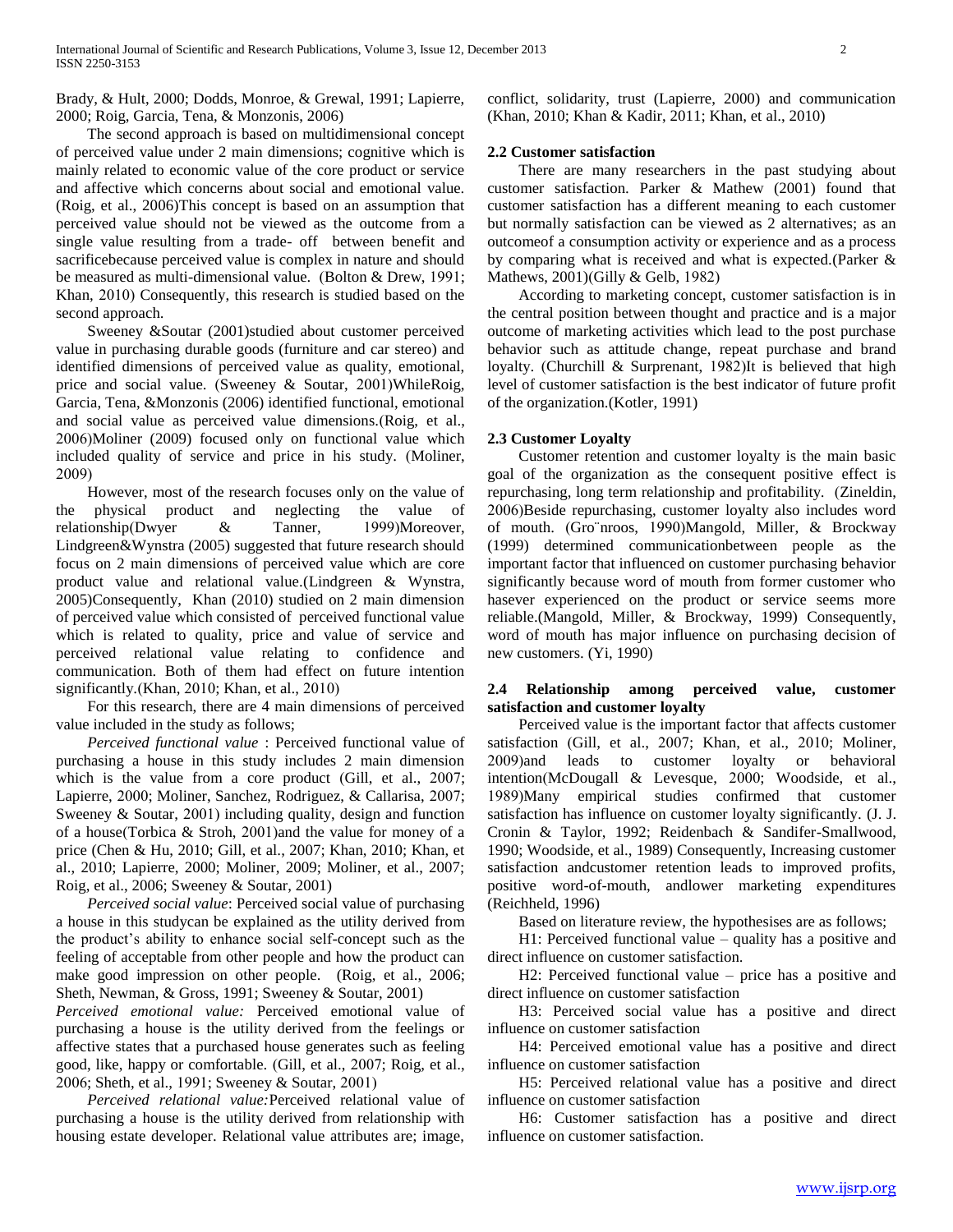Brady, & Hult, 2000; Dodds, Monroe, & Grewal, 1991; Lapierre, 2000; Roig, Garcia, Tena, & Monzonis, 2006)

The second approach is based on multidimensional concept of perceived value under 2 main dimensions; cognitive which is mainly related to economic value of the core product or service and affective which concerns about social and emotional value. (Roig, et al., 2006)This concept is based on an assumption that perceived value should not be viewed as the outcome from a single value resulting from a trade- off between benefit and sacrificebecause perceived value is complex in nature and should be measured as multi-dimensional value. (Bolton & Drew, 1991; Khan, 2010) Consequently, this research is studied based on the second approach.

Sweeney &Soutar (2001)studied about customer perceived value in purchasing durable goods (furniture and car stereo) and identified dimensions of perceived value as quality, emotional, price and social value. (Sweeney & Soutar, 2001)WhileRoig, Garcia, Tena, &Monzonis (2006) identified functional, emotional and social value as perceived value dimensions.(Roig, et al., 2006)Moliner (2009) focused only on functional value which included quality of service and price in his study. (Moliner, 2009)

However, most of the research focuses only on the value of the physical product and neglecting the value of relationship(Dwyer & Tanner, 1999)Moreover, Lindgreen&Wynstra (2005) suggested that future research should focus on 2 main dimensions of perceived value which are core product value and relational value.(Lindgreen & Wynstra, 2005)Consequently, Khan (2010) studied on 2 main dimension of perceived value which consisted of perceived functional value which is related to quality, price and value of service and perceived relational value relating to confidence and communication. Both of them had effect on future intention significantly.(Khan, 2010; Khan, et al., 2010)

For this research, there are 4 main dimensions of perceived value included in the study as follows;

*Perceived functional value* : Perceived functional value of purchasing a house in this study includes 2 main dimension which is the value from a core product (Gill, et al., 2007; Lapierre, 2000; Moliner, Sanchez, Rodriguez, & Callarisa, 2007; Sweeney & Soutar, 2001) including quality, design and function of a house(Torbica & Stroh, 2001)and the value for money of a price (Chen & Hu, 2010; Gill, et al., 2007; Khan, 2010; Khan, et al., 2010; Lapierre, 2000; Moliner, 2009; Moliner, et al., 2007; Roig, et al., 2006; Sweeney & Soutar, 2001)

*Perceived social value*: Perceived social value of purchasing a house in this studycan be explained as the utility derived from the product's ability to enhance social self-concept such as the feeling of acceptable from other people and how the product can make good impression on other people. (Roig, et al., 2006; Sheth, Newman, & Gross, 1991; Sweeney & Soutar, 2001)

*Perceived emotional value:* Perceived emotional value of purchasing a house is the utility derived from the feelings or affective states that a purchased house generates such as feeling good, like, happy or comfortable. (Gill, et al., 2007; Roig, et al., 2006; Sheth, et al., 1991; Sweeney & Soutar, 2001)

*Perceived relational value:*Perceived relational value of purchasing a house is the utility derived from relationship with housing estate developer. Relational value attributes are; image, conflict, solidarity, trust (Lapierre, 2000) and communication (Khan, 2010; Khan & Kadir, 2011; Khan, et al., 2010)

## 2.2 Customer satisfaction

There are many researchers in the past studying about customer satisfaction. Parker & Mathew (2001) found that customer satisfaction has a different meaning to each customer but normally satisfaction can be viewed as 2 alternatives; as an outcomeof a consumption activity or experience and as a process by comparing what is received and what is expected.(Parker & Mathews, 2001)(Gilly & Gelb, 1982)

According to marketing concept, customer satisfaction is in the central position between thought and practice and is a major outcome of marketing activities which lead to the post purchase behavior such as attitude change, repeat purchase and brand loyalty. (Churchill & Surprenant, 1982)It is believed that high level of customer satisfaction is the best indicator of future profit of the organization.(Kotler, 1991)

## 2.3 Customer Loyalty

Customer retention and customer loyalty is the main basic goal of the organization as the consequent positive effect is repurchasing, long term relationship and profitability. (Zineldin, 2006)Beside repurchasing, customer loyalty also includes word of mouth. (Gro¨nroos, 1990)Mangold, Miller, & Brockway (1999) determined communicationbetween people as the important factor that influenced on customer purchasing behavior significantly because word of mouth from former customer who hasever experienced on the product or service seems more reliable.(Mangold, Miller, & Brockway, 1999) Consequently, word of mouth has major influence on purchasing decision of new customers. (Yi, 1990)

## 2.4 Relationship among perceived value, customer satisfaction and customer loyalty

Perceived value is the important factor that affects customer satisfaction (Gill, et al., 2007; Khan, et al., 2010; Moliner, 2009)and leads to customer loyalty or behavioral intention(McDougall & Levesque, 2000; Woodside, et al., 1989)Many empirical studies confirmed that customer satisfaction has influence on customer loyalty significantly. (J. J. Cronin & Taylor, 1992; Reidenbach & Sandifer-Smallwood, 1990; Woodside, et al., 1989) Consequently, Increasing customer satisfaction andcustomer retention leads to improved profits, positive word-of-mouth, andlower marketing expenditures (Reichheld, 1996)

Based on literature review, the hypothesises are as follows;

H1: Perceived functional value – quality has a positive and direct influence on customer satisfaction.

H2: Perceived functional value – price has a positive and direct influence on customer satisfaction

H3: Perceived social value has a positive and direct influence on customer satisfaction

H4: Perceived emotional value has a positive and direct influence on customer satisfaction

H5: Perceived relational value has a positive and direct influence on customer satisfaction

H6: Customer satisfaction has a positive and direct influence on customer satisfaction.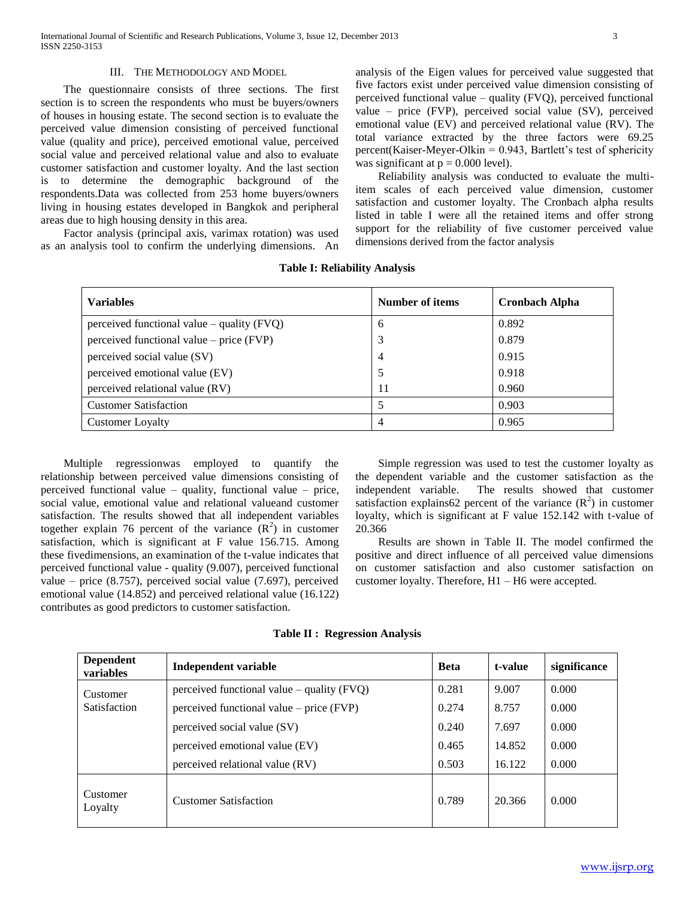## III. The Methodology and Model

The questionnaire consists of three sections. The first section is to screen the respondents who must be buyers/owners of houses in housing estate. The second section is to evaluate the perceived value dimension consisting of perceived functional value (quality and price), perceived emotional value, perceived social value and perceived relational value and also to evaluate customer satisfaction and customer loyalty. And the last section is to determine the demographic background of the respondents.Data was collected from 253 home buyers/owners living in housing estates developed in Bangkok and peripheral areas due to high housing density in this area.

Factor analysis (principal axis, varimax rotation) was used as an analysis tool to confirm the underlying dimensions. An analysis of the Eigen values for perceived value suggested that five factors exist under perceived value dimension consisting of perceived functional value – quality (FVQ), perceived functional value – price (FVP), perceived social value (SV), perceived emotional value (EV) and perceived relational value (RV). The total variance extracted by the three factors were 69.25 percent(Kaiser-Meyer-Olkin = 0.943, Bartlett's test of sphericity was significant at $p = 0.000$ level).

Reliability analysis was conducted to evaluate the multi-item scales of each perceived value dimension, customer satisfaction and customer loyalty. The Cronbach alpha results listed in table I were all the retained items and offer strong support for the reliability of five customer perceived value dimensions derived from the factor analysis

**Table I: Reliability Analysis**

| Variables | Number of items | Cronbach Alpha |
|---|---|---|
| perceived functional value – quality (FVQ) | 6 | 0.892 |
| perceived functional value – price (FVP) | 3 | 0.879 |
| perceived social value (SV) | 4 | 0.915 |
| perceived emotional value (EV) | 5 | 0.918 |
| perceived relational value (RV) | 11 | 0.960 |
| Customer Satisfaction | 5 | 0.903 |
| Customer Loyalty | 4 | 0.965 |

Multiple regressionwas employed to quantify the relationship between perceived value dimensions consisting of perceived functional value – quality, functional value – price, social value, emotional value and relational valueand customer satisfaction. The results showed that all independent variables together explain 76 percent of the variance ($R^2$) in customer satisfaction, which is significant at F value 156.715. Among these fivedimensions, an examination of the t-value indicates that perceived functional value - quality (9.007), perceived functional value – price (8.757), perceived social value (7.697), perceived emotional value (14.852) and perceived relational value (16.122) contributes as good predictors to customer satisfaction.

Simple regression was used to test the customer loyalty as the dependent variable and the customer satisfaction as the independent variable. The results showed that customer satisfaction explains62 percent of the variance ($R^2$) in customer loyalty, which is significant at F value 152.142 with t-value of 20.366

Results are shown in Table II. The model confirmed the positive and direct influence of all perceived value dimensions on customer satisfaction and also customer satisfaction on customer loyalty. Therefore, H1 – H6 were accepted.

**Table II : Regression Analysis**

| Dependent variables | Independent variable | Beta | t-value | significance |
|---|---|---|---|---|
| Customer Satisfaction | perceived functional value – quality (FVQ) | 0.281 | 9.007 | 0.000 |
| | perceived functional value – price (FVP) | 0.274 | 8.757 | 0.000 |
| | perceived social value (SV) | 0.240 | 7.697 | 0.000 |
| | perceived emotional value (EV) | 0.465 | 14.852 | 0.000 |
| | perceived relational value (RV) | 0.503 | 16.122 | 0.000 |
| Customer Loyalty | Customer Satisfaction | 0.789 | 20.366 | 0.000 |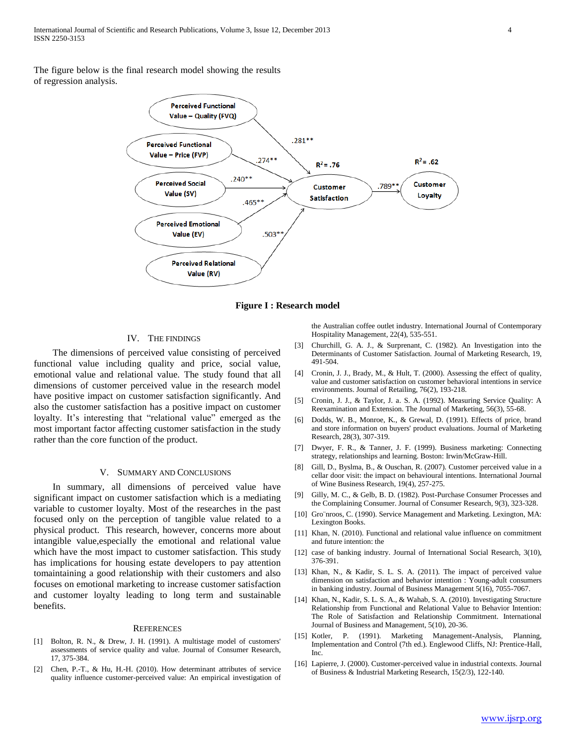The figure below is the final research model showing the results of regression analysis.

Figure I : Research model

## IV. THE FINDINGS

The dimensions of perceived value consisting of perceived functional value including quality and price, social value, emotional value and relational value. The study found that all dimensions of customer perceived value in the research model have positive impact on customer satisfaction significantly. And also the customer satisfaction has a positive impact on customer loyalty. It's interesting that "relational value" emerged as the most important factor affecting customer satisfaction in the study rather than the core function of the product.

## V. SUMMARY AND CONCLUSIONS

In summary, all dimensions of perceived value have significant impact on customer satisfaction which is a mediating variable to customer loyalty. Most of the researches in the past focused only on the perception of tangible value related to a physical product. This research, however, concerns more about intangible value,especially the emotional and relational value which have the most impact to customer satisfaction. This study has implications for housing estate developers to pay attention tomaintaining a good relationship with their customers and also focuses on emotional marketing to increase customer satisfaction and customer loyalty leading to long term and sustainable benefits.

## REFERENCES

[1] Bolton, R. N., & Drew, J. H. (1991). A multistage model of customers' assessments of service quality and value. Journal of Consumer Research, 17, 375-384.

[2] Chen, P.-T., & Hu, H.-H. (2010). How determinant attributes of service quality influence customer-perceived value: An empirical investigation of the Australian coffee outlet industry. International Journal of Contemporary Hospitality Management, 22(4), 535-551.

[3] Churchill, G. A. J., & Surprenant, C. (1982). An Investigation into the Determinants of Customer Satisfaction. Journal of Marketing Research, 19, 491-504.

[4] Cronin, J. J., Brady, M., & Hult, T. (2000). Assessing the effect of quality, value and customer satisfaction on customer behavioral intentions in service environments. Journal of Retailing, 76(2), 193-218.

[5] Cronin, J. J., & Taylor, J. a. S. A. (1992). Measuring Service Quality: A Reexamination and Extension. The Journal of Marketing, 56(3), 55-68.

[6] Dodds, W. B., Monroe, K., & Grewal, D. (1991). Effects of price, brand and store information on buyers' product evaluations. Journal of Marketing Research, 28(3), 307-319.

[7] Dwyer, F. R., & Tanner, J. F. (1999). Business marketing: Connecting strategy, relationships and learning. Boston: Irwin/McGraw-Hill.

[8] Gill, D., Byslma, B., & Ouschan, R. (2007). Customer perceived value in a cellar door visit: the impact on behavioural intentions. International Journal of Wine Business Research, 19(4), 257-275.

[9] Gilly, M. C., & Gelb, B. D. (1982). Post-Purchase Consumer Processes and the Complaining Consumer. Journal of Consumer Research, 9(3), 323-328.

[10] Gro¨nroos, C. (1990). Service Management and Marketing. Lexington, MA: Lexington Books.

[11] Khan, N. (2010). Functional and relational value influence on commitment and future intention: the

[12] case of banking industry. Journal of International Social Research, 3(10), 376-391.

[13] Khan, N., & Kadir, S. L. S. A. (2011). The impact of perceived value dimension on satisfaction and behavior intention : Young-adult consumers in banking industry. Journal of Business Management 5(16), 7055-7067.

[14] Khan, N., Kadir, S. L. S. A., & Wahab, S. A. (2010). Investigating Structure Relationship from Functional and Relational Value to Behavior Intention: The Role of Satisfaction and Relationship Commitment. International Journal of Business and Management, 5(10), 20-36.

[15] Kotler, P. (1991). Marketing Management-Analysis, Planning, Implementation and Control (7th ed.). Englewood Cliffs, NJ: Prentice-Hall, Inc.

[16] Lapierre, J. (2000). Customer-perceived value in industrial contexts. Journal of Business & Industrial Marketing Research, 15(2/3), 122-140.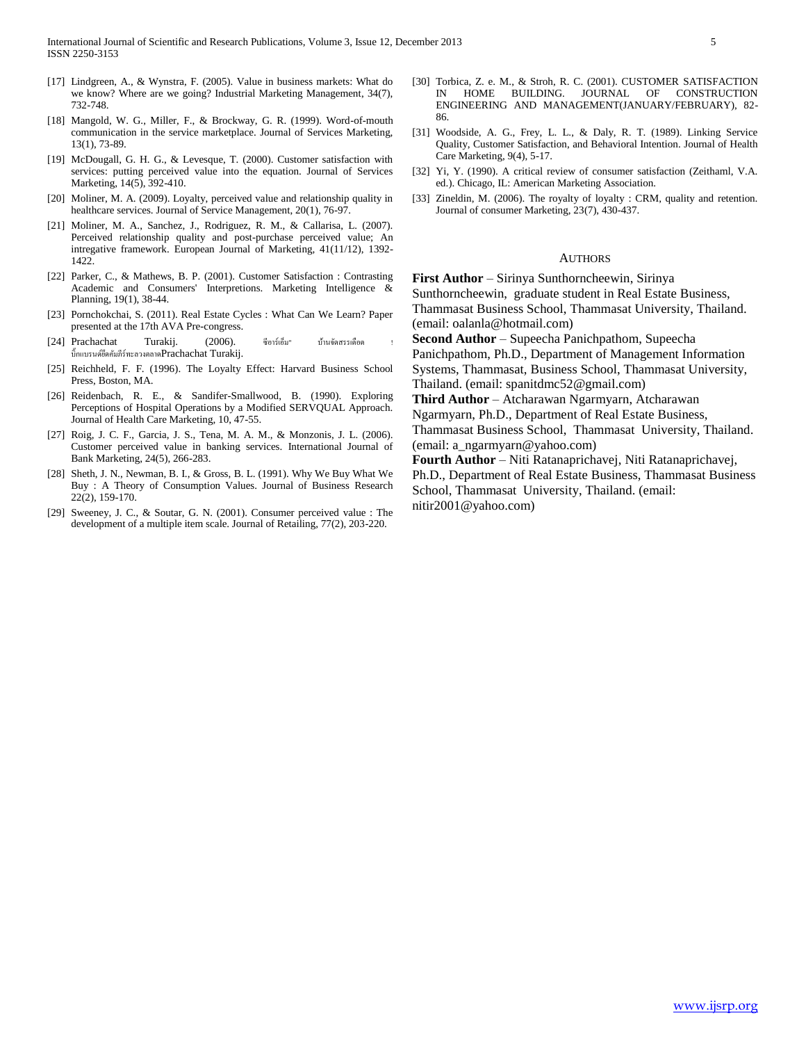[17] Lindgreen, A., & Wynstra, F. (2005). Value in business markets: What do we know? Where are we going? Industrial Marketing Management, 34(7), 732-748.

[18] Mangold, W. G., Miller, F., & Brockway, G. R. (1999). Word-of-mouth communication in the service marketplace. Journal of Services Marketing, 13(1), 73-89.

[19] McDougall, G. H. G., & Levesque, T. (2000). Customer satisfaction with services: putting perceived value into the equation. Journal of Services Marketing, 14(5), 392-410.

[20] Moliner, M. A. (2009). Loyalty, perceived value and relationship quality in healthcare services. Journal of Service Management, 20(1), 76-97.

[21] Moliner, M. A., Sanchez, J., Rodriguez, R. M., & Callarisa, L. (2007). Perceived relationship quality and post-purchase perceived value; An intregative framework. European Journal of Marketing, 41(11/12), 1392-1422.

[22] Parker, C., & Mathews, B. P. (2001). Customer Satisfaction : Contrasting Academic and Consumers' Interpretions. Marketing Intelligence & Planning, 19(1), 38-44.

[23] Pornchokchai, S. (2011). Real Estate Cycles : What Can We Learn? Paper presented at the 17th AVA Pre-congress.

[24] Prachachat Turakij. (2006). ซีอาร์เอ็ม" บ้านจัดสรรเดือด ! บิ๊กแบรนด์ยึดคัมภีร์ทะลวงตลาดPrachachat Turakij.

[25] Reichheld, F. F. (1996). The Loyalty Effect: Harvard Business School Press, Boston, MA.

[26] Reidenbach, R. E., & Sandifer-Smallwood, B. (1990). Exploring Perceptions of Hospital Operations by a Modified SERVQUAL Approach. Journal of Health Care Marketing, 10, 47-55.

[27] Roig, J. C. F., Garcia, J. S., Tena, M. A. M., & Monzonis, J. L. (2006). Customer perceived value in banking services. International Journal of Bank Marketing, 24(5), 266-283.

[28] Sheth, J. N., Newman, B. I., & Gross, B. L. (1991). Why We Buy What We Buy : A Theory of Consumption Values. Journal of Business Research 22(2), 159-170.

[29] Sweeney, J. C., & Soutar, G. N. (2001). Consumer perceived value : The development of a multiple item scale. Journal of Retailing, 77(2), 203-220.

[30] Torbica, Z. e. M., & Stroh, R. C. (2001). CUSTOMER SATISFACTION IN HOME BUILDING. JOURNAL OF CONSTRUCTION ENGINEERING AND MANAGEMENT(JANUARY/FEBRUARY), 82-86.

[31] Woodside, A. G., Frey, L. L., & Daly, R. T. (1989). Linking Service Quality, Customer Satisfaction, and Behavioral Intention. Journal of Health Care Marketing, 9(4), 5-17.

[32] Yi, Y. (1990). A critical review of consumer satisfaction (Zeithaml, V.A. ed.). Chicago, IL: American Marketing Association.

[33] Zineldin, M. (2006). The royalty of loyalty : CRM, quality and retention. Journal of consumer Marketing, 23(7), 430-437.

## AUTHORS

**First Author** – Sirinya Sunthorncheewin, Sirinya Sunthorncheewin, graduate student in Real Estate Business, Thammasat Business School, Thammasat University, Thailand. (email: oalanla@hotmail.com)

**Second Author** – Supeecha Panichpathom, Supeecha Panichpathom, Ph.D., Department of Management Information Systems, Thammasat, Business School, Thammasat University, Thailand. (email: spanitdmc52@gmail.com)

**Third Author** – Atcharawan Ngarmyarn, Atcharawan Ngarmyarn, Ph.D., Department of Real Estate Business, Thammasat Business School, Thammasat University, Thailand. (email: a_ngarmyarn@yahoo.com)

**Fourth Author** – Niti Ratanaprichavej, Niti Ratanaprichavej, Ph.D., Department of Real Estate Business, Thammasat Business School, Thammasat University, Thailand. (email: nitir2001@yahoo.com)